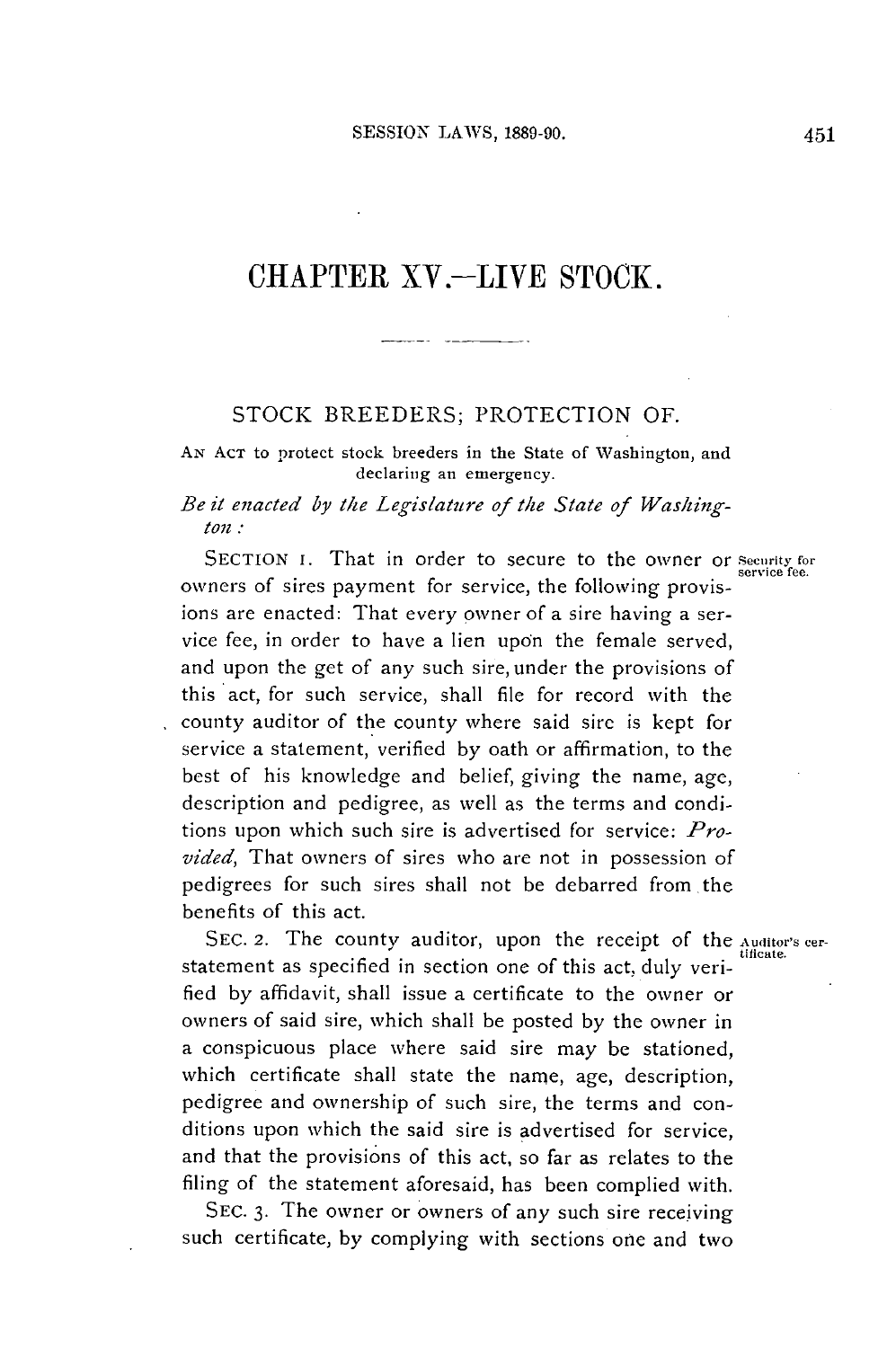# CHAPTER XV.—LIVE STOCK.

## STOCK BREEDERS; PROTECTION OF.

AN ACT to protect stock breeders in the State of Washington, and declaring an emergency.

*Be it enacted by the Legislature of the State of Washington:*

SECTION 1. That in order to secure to the owner or owners of sires payment for service, the following provisions are enacted: That every owner of a sire having a service fee, in order to have a lien upon the female served, and upon the get of any such sire, under the provisions of this act, for such service, shall file for record with the county auditor of the county where said sire is kept for service a statement, verified by oath or affirmation, to the best of his knowledge and belief, giving the name, age, description and pedigree, as well as the terms and conditions upon which such sire is advertised for service: *Provided,* That owners of sires who are not in possession of pedigrees for such sires shall not be debarred from the benefits of this act.

Security for service fee.

SEC. 2. The county auditor, upon the receipt of the statement as specified in section one of this act, duly verified by affidavit, shall issue a certificate to the owner or owners of said sire, which shall be posted by the owner in a conspicuous place where said sire may be stationed, which certificate shall state the name, age, description, pedigree and ownership of such sire, the terms and conditions upon which the said sire is advertised for service, and that the provisions of this act, so far as relates to the filing of the statement aforesaid, has been complied with.

Auditor's certificate.

SEC. 3. The owner or owners of any such sire receiving such certificate, by complying with sections one and two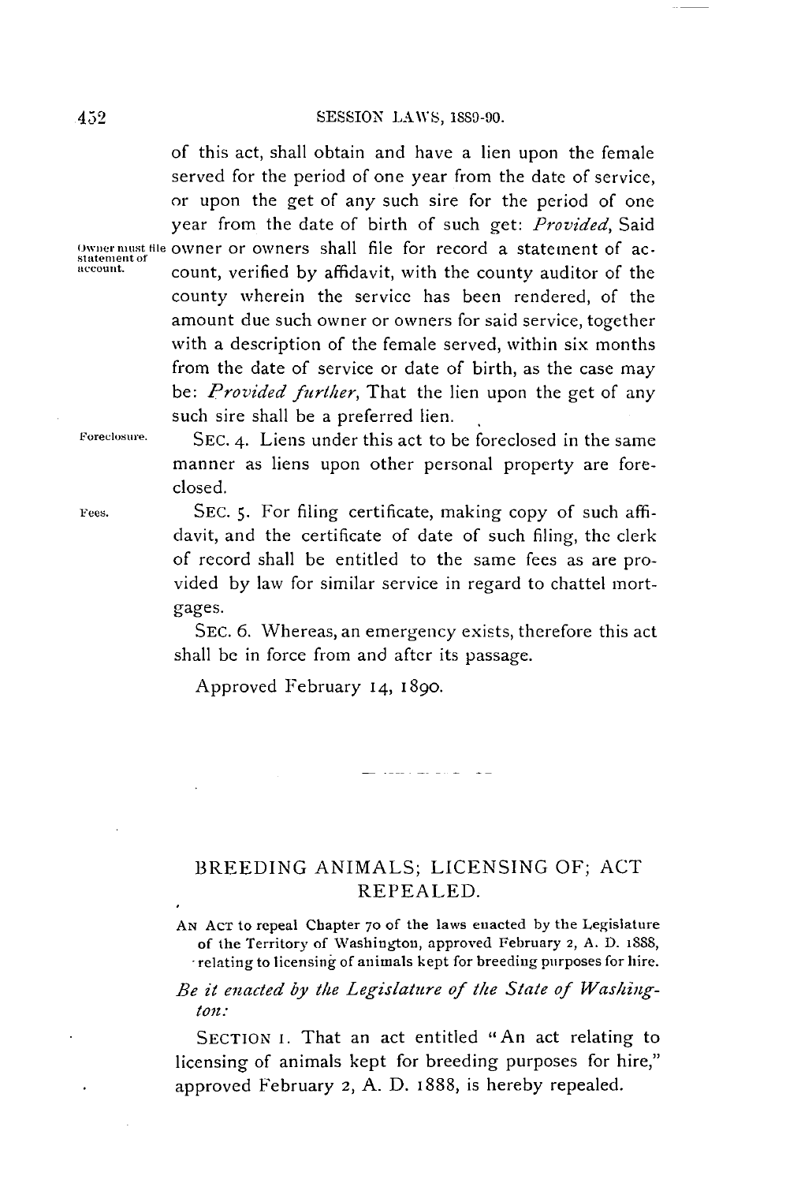of this act, shall obtain and have a lien upon the female served for the period of one year from the date of service, or upon the get of any such sire for the period of one year from the date of birth of such get: *Provided*, Said owner or owners shall file for record a statement of account, verified by affidavit, with the county auditor of the county wherein the service has been rendered, of the amount due such owner or owners for said service, together with a description of the female served, within six months from the date of service or date of birth, as the case may be: *Provided further*, That the lien upon the get of any such sire shall be a preferred lien.

Owner must file statement of account.

SEC. 4. Liens under this act to be foreclosed in the same manner as liens upon other personal property are foreclosed.

Foreclosure.

SEC. 5. For filing certificate, making copy of such affidavit, and the certificate of date of such filing, the clerk of record shall be entitled to the same fees as are provided by law for similar service in regard to chattel mortgages.

Fees.

SEC. 6. Whereas, an emergency exists, therefore this act shall be in force from and after its passage.

Approved February 14, 1890.

## BREEDING ANIMALS; LICENSING OF; ACT REPEALED.

AN ACT to repeal Chapter 70 of the laws enacted by the Legislature of the Territory of Washington, approved February 2, A. D. 1888, relating to licensing of animals kept for breeding purposes for hire.

*Be it enacted by the Legislature of the State of Washington:*

SECTION 1. That an act entitled "An act relating to licensing of animals kept for breeding purposes for hire," approved February 2, A. D. 1888, is hereby repealed.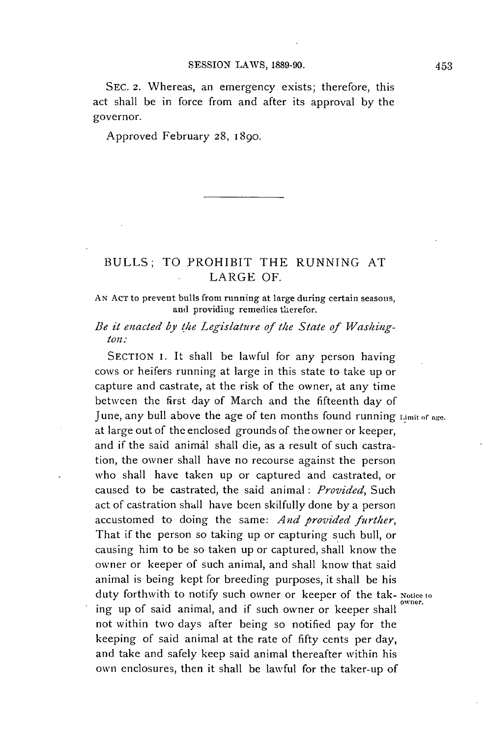SEC. 2. Whereas, an emergency exists; therefore, this act shall be in force from and after its approval by the governor.

Approved February 28, 1890.

---

## BULLS; TO PROHIBIT THE RUNNING AT LARGE OF.

AN ACT to prevent bulls from running at large during certain seasons, and providing remedies therefor.

*Be it enacted by the Legislature of the State of Washington:*

SECTION 1. It shall be lawful for any person having cows or heifers running at large in this state to take up or capture and castrate, at the risk of the owner, at any time between the first day of March and the fifteenth day of June, any bull above the age of ten months found running at large out of the enclosed grounds of the owner or keeper, and if the said animal shall die, as a result of such castration, the owner shall have no recourse against the person who shall have taken up or captured and castrated, or caused to be castrated, the said animal: *Provided,* Such act of castration shall have been skilfully done by a person accustomed to doing the same: *And provided further,* That if the person so taking up or capturing such bull, or causing him to be so taken up or captured, shall know the owner or keeper of such animal, and shall know that said animal is being kept for breeding purposes, it shall be his duty forthwith to notify such owner or keeper of the taking up of said animal, and if such owner or keeper shall not within two days after being so notified pay for the keeping of said animal at the rate of fifty cents per day, and take and safely keep said animal thereafter within his own enclosures, then it shall be lawful for the taker-up of

Limit of age.

Notice to owner.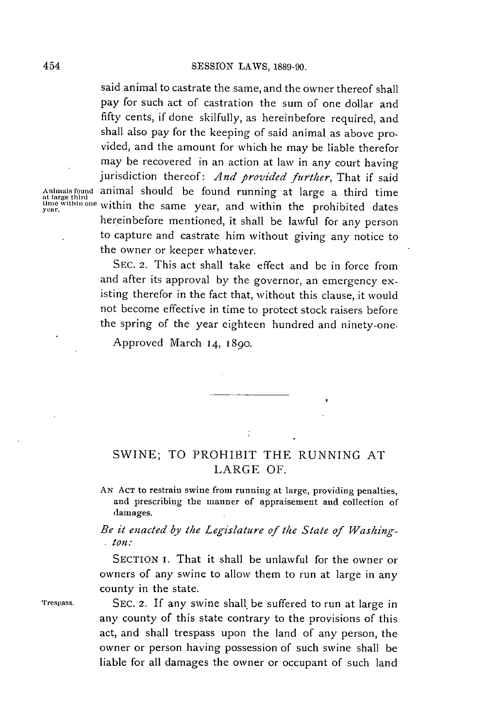said animal to castrate the same, and the owner thereof shall pay for such act of castration the sum of one dollar and fifty cents, if done skilfully, as hereinbefore required, and shall also pay for the keeping of said animal as above provided, and the amount for which he may be liable therefor may be recovered in an action at law in any court having jurisdiction thereof: *And provided further*, That if said animal should be found running at large a third time within the same year, and within the prohibited dates hereinbefore mentioned, it shall be lawful for any person to capture and castrate him without giving any notice to the owner or keeper whatever.

Animals found at large third time within one year.

SEC. 2. This act shall take effect and be in force from and after its approval by the governor, an emergency existing therefor in the fact that, without this clause, it would not become effective in time to protect stock raisers before the spring of the year eighteen hundred and ninety-one.

Approved March 14, 1890.

---

## SWINE; TO PROHIBIT THE RUNNING AT LARGE OF.

AN ACT to restrain swine from running at large, providing penalties, and prescribing the manner of appraisement and collection of damages.

*Be it enacted by the Legislature of the State of Washington:*

SECTION 1. That it shall be unlawful for the owner or owners of any swine to allow them to run at large in any county in the state.

Trespass.

SEC. 2. If any swine shall be suffered to run at large in any county of this state contrary to the provisions of this act, and shall trespass upon the land of any person, the owner or person having possession of such swine shall be liable for all damages the owner or occupant of such land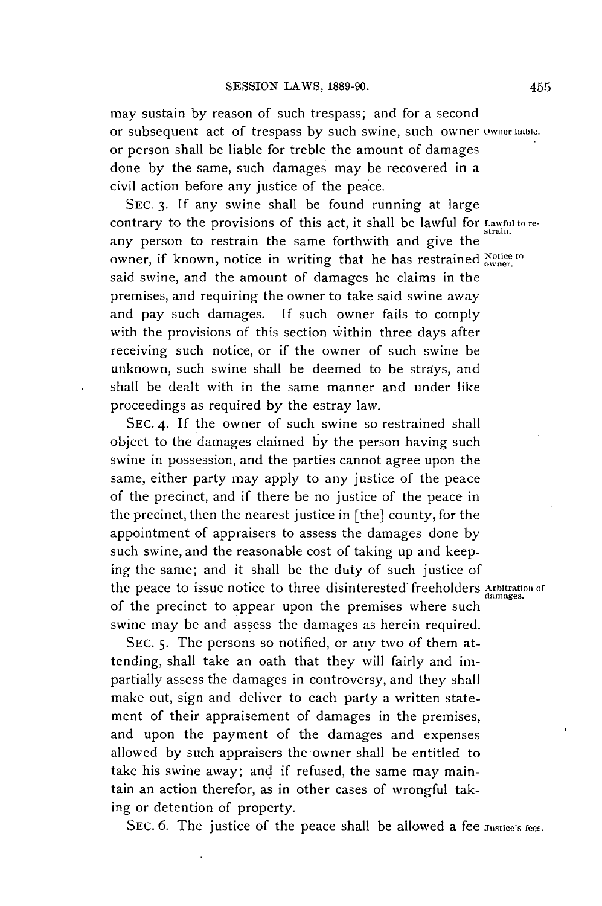may sustain by reason of such trespass; and for a second or subsequent act of trespass by such swine, such owner or person shall be liable for treble the amount of damages done by the same, such damages may be recovered in a civil action before any justice of the peace.

Owner liable.

SEC. 3. If any swine shall be found running at large contrary to the provisions of this act, it shall be lawful for any person to restrain the same forthwith and give the owner, if known, notice in writing that he has restrained said swine, and the amount of damages he claims in the premises, and requiring the owner to take said swine away and pay such damages. If such owner fails to comply with the provisions of this section within three days after receiving such notice, or if the owner of such swine be unknown, such swine shall be deemed to be strays, and shall be dealt with in the same manner and under like proceedings as required by the estray law.

Lawful to restrain.

Notice to owner.

SEC. 4. If the owner of such swine so restrained shall object to the damages claimed by the person having such swine in possession, and the parties cannot agree upon the same, either party may apply to any justice of the peace of the precinct, and if there be no justice of the peace in the precinct, then the nearest justice in [the] county, for the appointment of appraisers to assess the damages done by such swine, and the reasonable cost of taking up and keeping the same; and it shall be the duty of such justice of the peace to issue notice to three disinterested freeholders of the precinct to appear upon the premises where such swine may be and assess the damages as herein required.

Arbitration of damages.

SEC. 5. The persons so notified, or any two of them attending, shall take an oath that they will fairly and impartially assess the damages in controversy, and they shall make out, sign and deliver to each party a written statement of their appraisement of damages in the premises, and upon the payment of the damages and expenses allowed by such appraisers the owner shall be entitled to take his swine away; and if refused, the same may maintain an action therefor, as in other cases of wrongful taking or detention of property.

SEC. 6. The justice of the peace shall be allowed a fee

Justice's fees.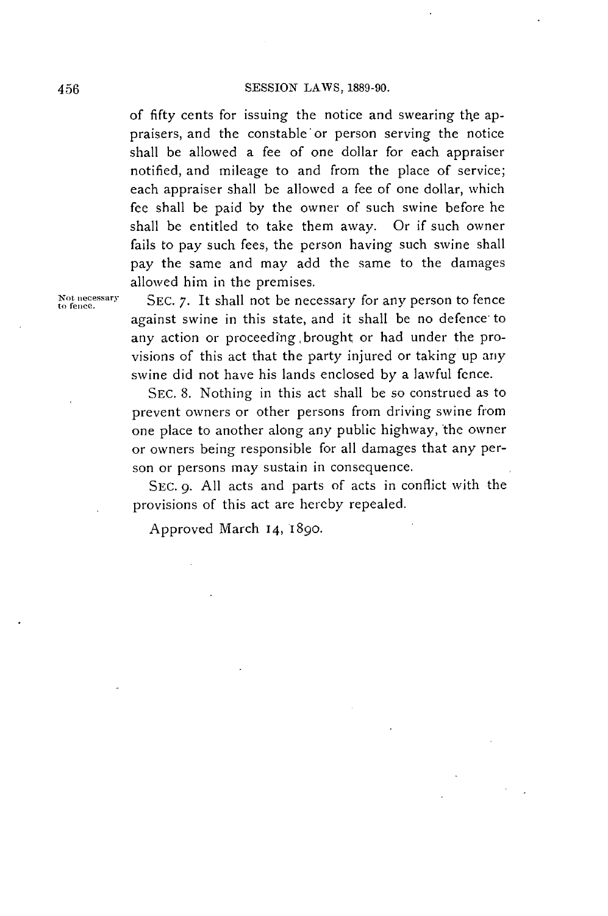of fifty cents for issuing the notice and swearing the appraisers, and the constable or person serving the notice shall be allowed a fee of one dollar for each appraiser notified, and mileage to and from the place of service; each appraiser shall be allowed a fee of one dollar, which fee shall be paid by the owner of such swine before he shall be entitled to take them away. Or if such owner fails to pay such fees, the person having such swine shall pay the same and may add the same to the damages allowed him in the premises.

Not necessary to fence.

SEC. 7. It shall not be necessary for any person to fence against swine in this state, and it shall be no defence to any action or proceeding brought or had under the provisions of this act that the party injured or taking up any swine did not have his lands enclosed by a lawful fence.

SEC. 8. Nothing in this act shall be so construed as to prevent owners or other persons from driving swine from one place to another along any public highway, the owner or owners being responsible for all damages that any person or persons may sustain in consequence.

SEC. 9. All acts and parts of acts in conflict with the provisions of this act are hereby repealed.

Approved March 14, 1890.